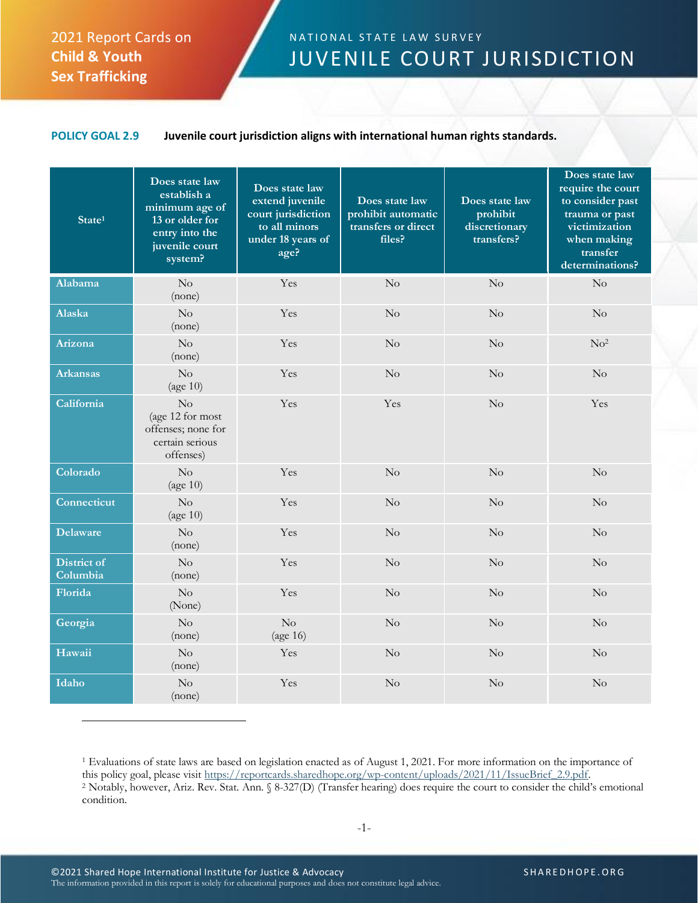2021 Report Cards on **Child & Youth Sex Trafficking**

NATIONAL STATE LAW SURVEY

# JUVENILE COURT JURISDICTION

**POLICY GOAL 2.9** **Juvenile court jurisdiction aligns with international human rights standards.**

| State[1] | Does state law establish a minimum age of 13 or older for entry into the juvenile court system? | Does state law extend juvenile court jurisdiction to all minors under 18 years of age? | Does state law prohibit automatic transfers or direct files? | Does state law prohibit discretionary transfers? | Does state law require the court to consider past trauma or past victimization when making transfer determinations? |
|---|---|---|---|---|---|
| Alabama | No (none) | Yes | No | No | No |
| Alaska | No (none) | Yes | No | No | No |
| Arizona | No (none) | Yes | No | No | No[2] |
| Arkansas | No (age 10) | Yes | No | No | No |
| California | No (age 12 for most offenses; none for certain serious offenses) | Yes | Yes | No | Yes |
| Colorado | No (age 10) | Yes | No | No | No |
| Connecticut | No (age 10) | Yes | No | No | No |
| Delaware | No (none) | Yes | No | No | No |
| District of Columbia | No (none) | Yes | No | No | No |
| Florida | No (None) | Yes | No | No | No |
| Georgia | No (none) | No (age 16) | No | No | No |
| Hawaii | No (none) | Yes | No | No | No |
| Idaho | No (none) | Yes | No | No | No |

[1] Evaluations of state laws are based on legislation enacted as of August 1, 2021. For more information on the importance of this policy goal, please visit https://reportcards.sharedhope.org/wp-content/uploads/2021/11/IssueBrief_2.9.pdf.

[2] Notably, however, Ariz. Rev. Stat. Ann. § 8-327(D) (Transfer hearing) does require the court to consider the child's emotional condition.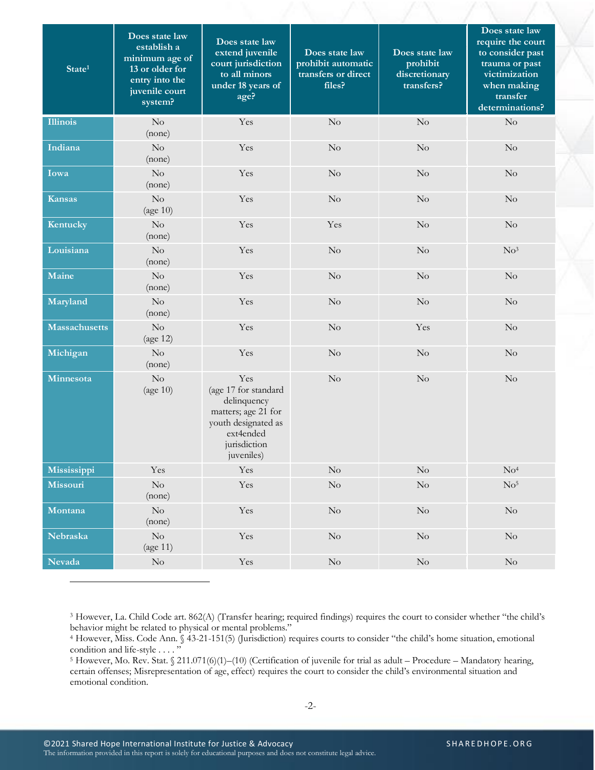| State[1] | Does state law establish a minimum age of 13 or older for entry into the juvenile court system? | Does state law extend juvenile court jurisdiction to all minors under 18 years of age? | Does state law prohibit automatic transfers or direct files? | Does state law prohibit discretionary transfers? | Does state law require the court to consider past trauma or past victimization when making transfer determinations? |
|---|---|---|---|---|---|
| Illinois | No (none) | Yes | No | No | No |
| Indiana | No (none) | Yes | No | No | No |
| Iowa | No (none) | Yes | No | No | No |
| Kansas | No (age 10) | Yes | No | No | No |
| Kentucky | No (none) | Yes | Yes | No | No |
| Louisiana | No (none) | Yes | No | No | No[3] |
| Maine | No (none) | Yes | No | No | No |
| Maryland | No (none) | Yes | No | No | No |
| Massachusetts | No (age 12) | Yes | No | Yes | No |
| Michigan | No (none) | Yes | No | No | No |
| Minnesota | No (age 10) | Yes (age 17 for standard delinquency matters; age 21 for youth designated as ext4ended jurisdiction juveniles) | No | No | No |
| Mississippi | Yes | Yes | No | No | No[4] |
| Missouri | No (none) | Yes | No | No | No[5] |
| Montana | No (none) | Yes | No | No | No |
| Nebraska | No (age 11) | Yes | No | No | No |
| Nevada | No | Yes | No | No | No |

---

[3] However, La. Child Code art. 862(A) (Transfer hearing; required findings) requires the court to consider whether "the child's behavior might be related to physical or mental problems."

[4] However, Miss. Code Ann. § 43-21-151(5) (Jurisdiction) requires courts to consider "the child's home situation, emotional condition and life-style . . . ."

[5] However, Mo. Rev. Stat. § 211.071(6)(1)–(10) (Certification of juvenile for trial as adult – Procedure – Mandatory hearing, certain offenses; Misrepresentation of age, effect) requires the court to consider the child's environmental situation and emotional condition.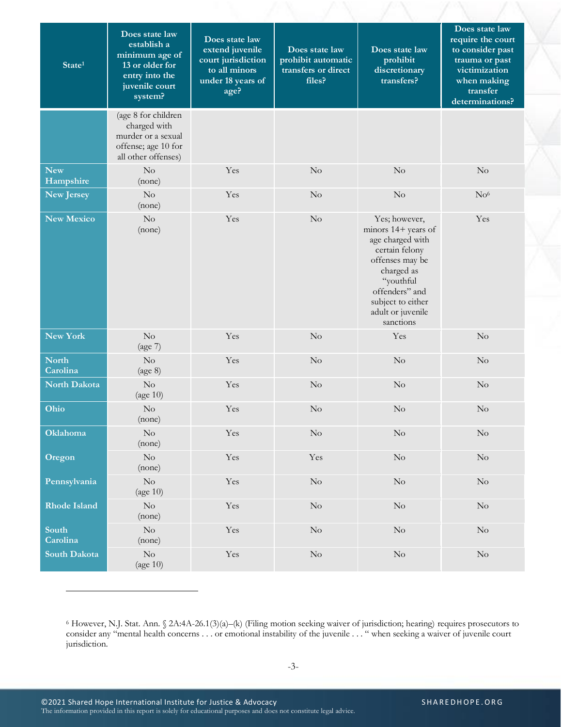| State[1] | Does state law establish a minimum age of 13 or older for entry into the juvenile court system? | Does state law extend juvenile court jurisdiction to all minors under 18 years of age? | Does state law prohibit automatic transfers or direct files? | Does state law prohibit discretionary transfers? | Does state law require the court to consider past trauma or past victimization when making transfer determinations? |
|---|---|---|---|---|---|
| | (age 8 for children charged with murder or a sexual offense; age 10 for all other offenses) | | | | |
| New Hampshire | No (none) | Yes | No | No | No |
| New Jersey | No (none) | Yes | No | No | No[6] |
| New Mexico | No (none) | Yes | No | Yes; however, minors 14+ years of age charged with certain felony offenses may be charged as "youthful offenders" and subject to either adult or juvenile sanctions | Yes |
| New York | No (age 7) | Yes | No | Yes | No |
| North Carolina | No (age 8) | Yes | No | No | No |
| North Dakota | No (age 10) | Yes | No | No | No |
| Ohio | No (none) | Yes | No | No | No |
| Oklahoma | No (none) | Yes | No | No | No |
| Oregon | No (none) | Yes | Yes | No | No |
| Pennsylvania | No (age 10) | Yes | No | No | No |
| Rhode Island | No (none) | Yes | No | No | No |
| South Carolina | No (none) | Yes | No | No | No |
| South Dakota | No (age 10) | Yes | No | No | No |

[6] However, N.J. Stat. Ann. § 2A:4A-26.1(3)(a)–(k) (Filing motion seeking waiver of jurisdiction; hearing) requires prosecutors to consider any "mental health concerns . . . or emotional instability of the juvenile . . . " when seeking a waiver of juvenile court jurisdiction.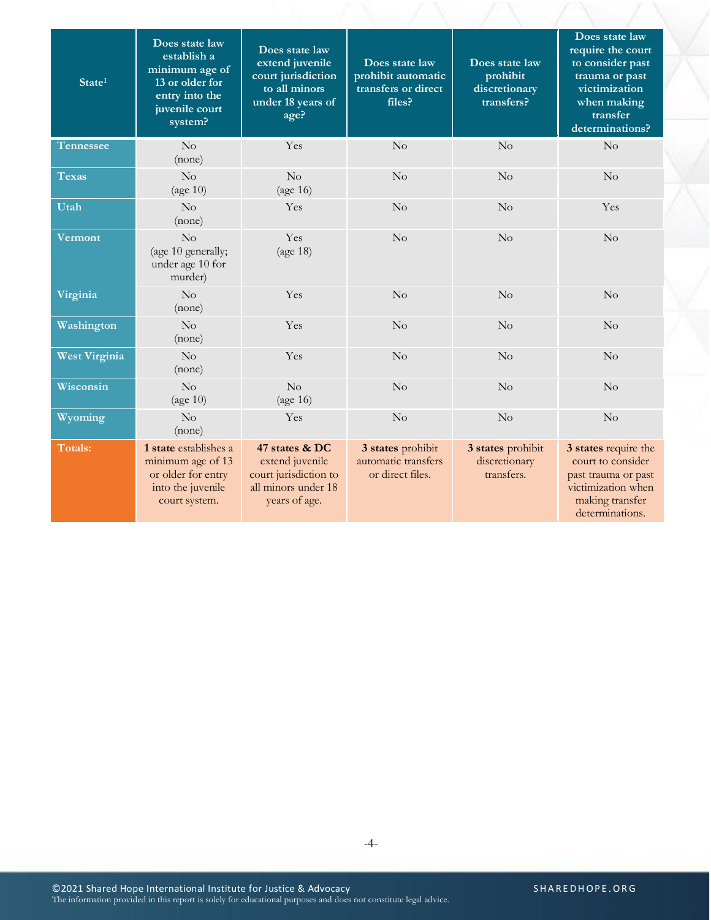| State[1] | Does state law establish a minimum age of 13 or older for entry into the juvenile court system? | Does state law extend juvenile court jurisdiction to all minors under 18 years of age? | Does state law prohibit automatic transfers or direct files? | Does state law prohibit discretionary transfers? | Does state law require the court to consider past trauma or past victimization when making transfer determinations? |
|---|---|---|---|---|---|
| Tennessee | No (none) | Yes | No | No | No |
| Texas | No (age 10) | No (age 16) | No | No | No |
| Utah | No (none) | Yes | No | No | Yes |
| Vermont | No (age 10 generally; under age 10 for murder) | Yes (age 18) | No | No | No |
| Virginia | No (none) | Yes | No | No | No |
| Washington | No (none) | Yes | No | No | No |
| West Virginia | No (none) | Yes | No | No | No |
| Wisconsin | No (age 10) | No (age 16) | No | No | No |
| Wyoming | No (none) | Yes | No | No | No |
| **Totals:** | **1 state** establishes a minimum age of 13 or older for entry into the juvenile court system. | **47 states & DC** extend juvenile court jurisdiction to all minors under 18 years of age. | **3 states** prohibit automatic transfers or direct files. | **3 states** prohibit discretionary transfers. | **3 states** require the court to consider past trauma or past victimization when making transfer determinations. |

©2021 Shared Hope International Institute for Justice & Advocacy
The information provided in this report is solely for educational purposes and does not constitute legal advice.